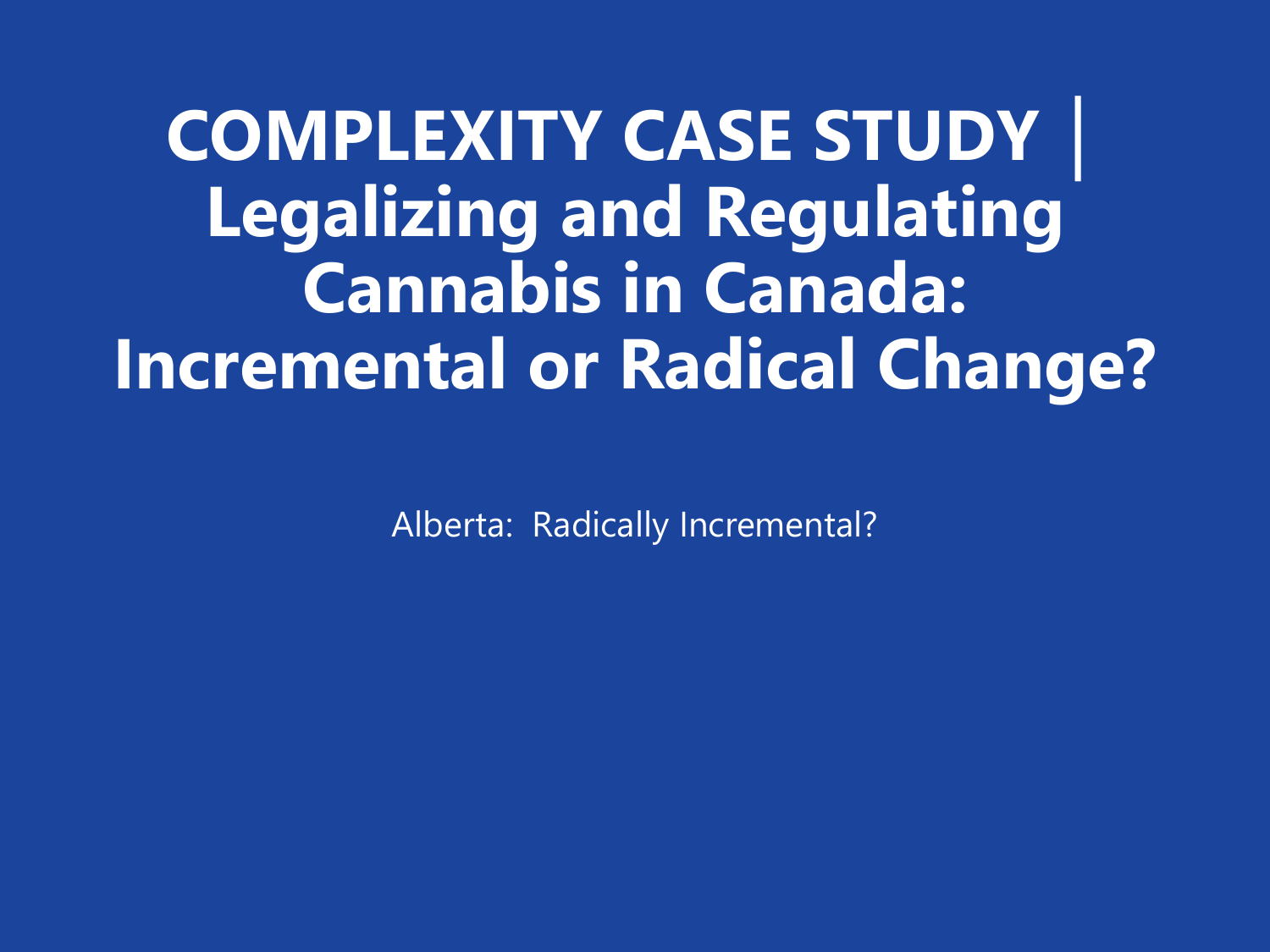# COMPLEXITY CASE STUDY | Legalizing and Regulating Cannabis in Canada: Incremental or Radical Change?

Alberta: Radically Incremental?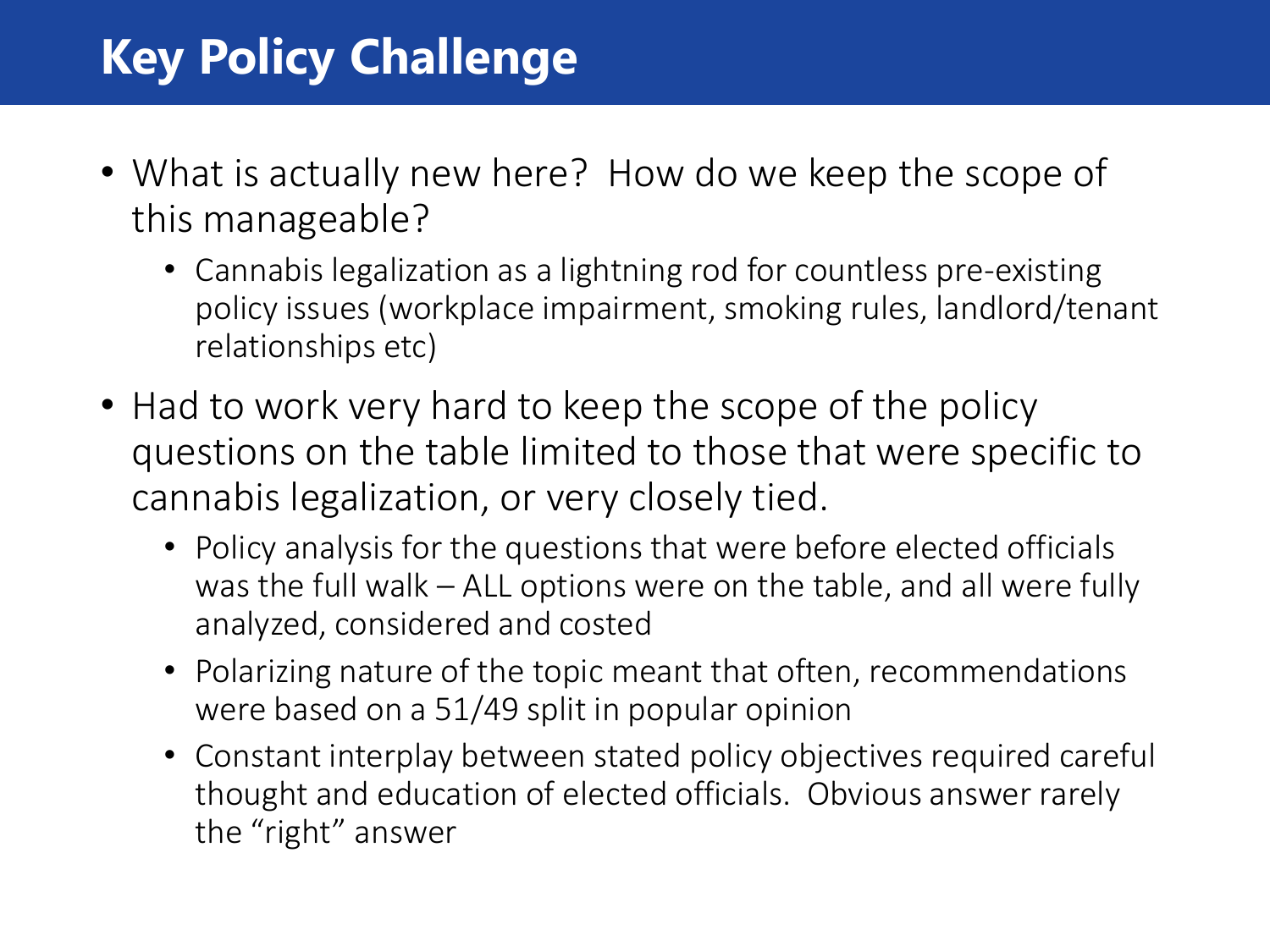# Key Policy Challenge

- What is actually new here? How do we keep the scope of this manageable?
  - Cannabis legalization as a lightning rod for countless pre-existing policy issues (workplace impairment, smoking rules, landlord/tenant relationships etc)
- Had to work very hard to keep the scope of the policy questions on the table limited to those that were specific to cannabis legalization, or very closely tied.
  - Policy analysis for the questions that were before elected officials was the full walk – ALL options were on the table, and all were fully analyzed, considered and costed
  - Polarizing nature of the topic meant that often, recommendations were based on a 51/49 split in popular opinion
  - Constant interplay between stated policy objectives required careful thought and education of elected officials. Obvious answer rarely the "right" answer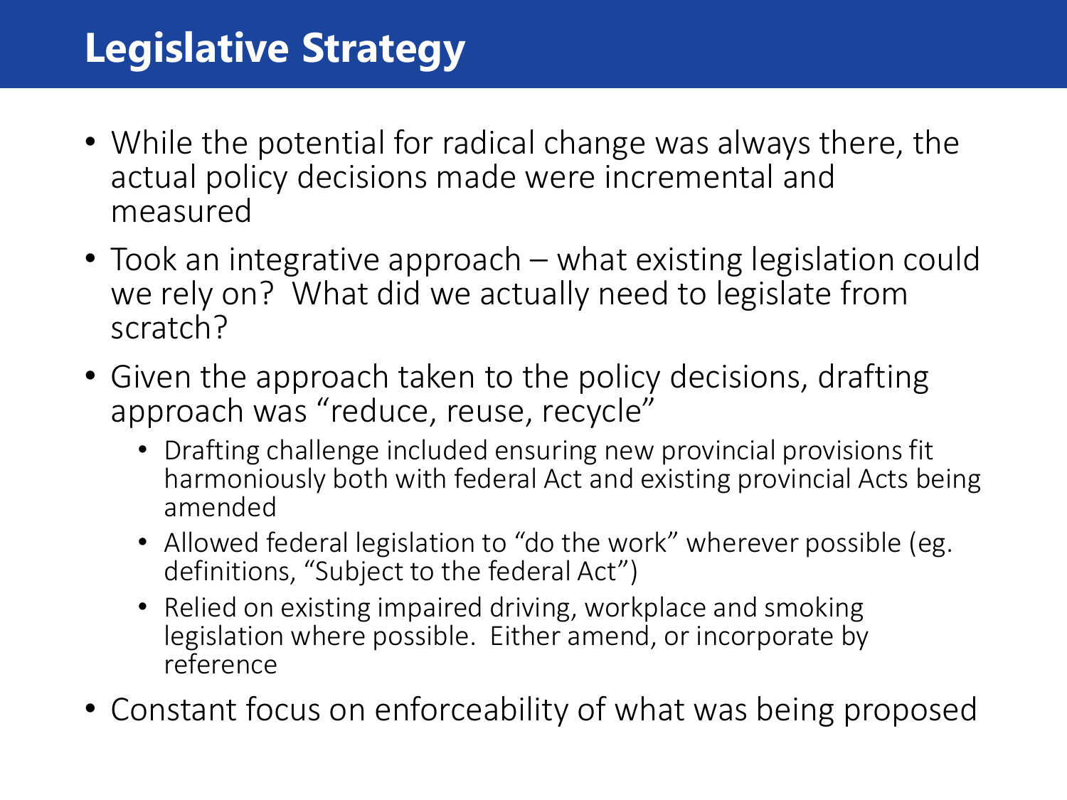# Legislative Strategy

- While the potential for radical change was always there, the actual policy decisions made were incremental and measured
- Took an integrative approach – what existing legislation could we rely on? What did we actually need to legislate from scratch?
- Given the approach taken to the policy decisions, drafting approach was "reduce, reuse, recycle"
  - Drafting challenge included ensuring new provincial provisions fit harmoniously both with federal Act and existing provincial Acts being amended
  - Allowed federal legislation to "do the work" wherever possible (eg. definitions, "Subject to the federal Act")
  - Relied on existing impaired driving, workplace and smoking legislation where possible. Either amend, or incorporate by reference
- Constant focus on enforceability of what was being proposed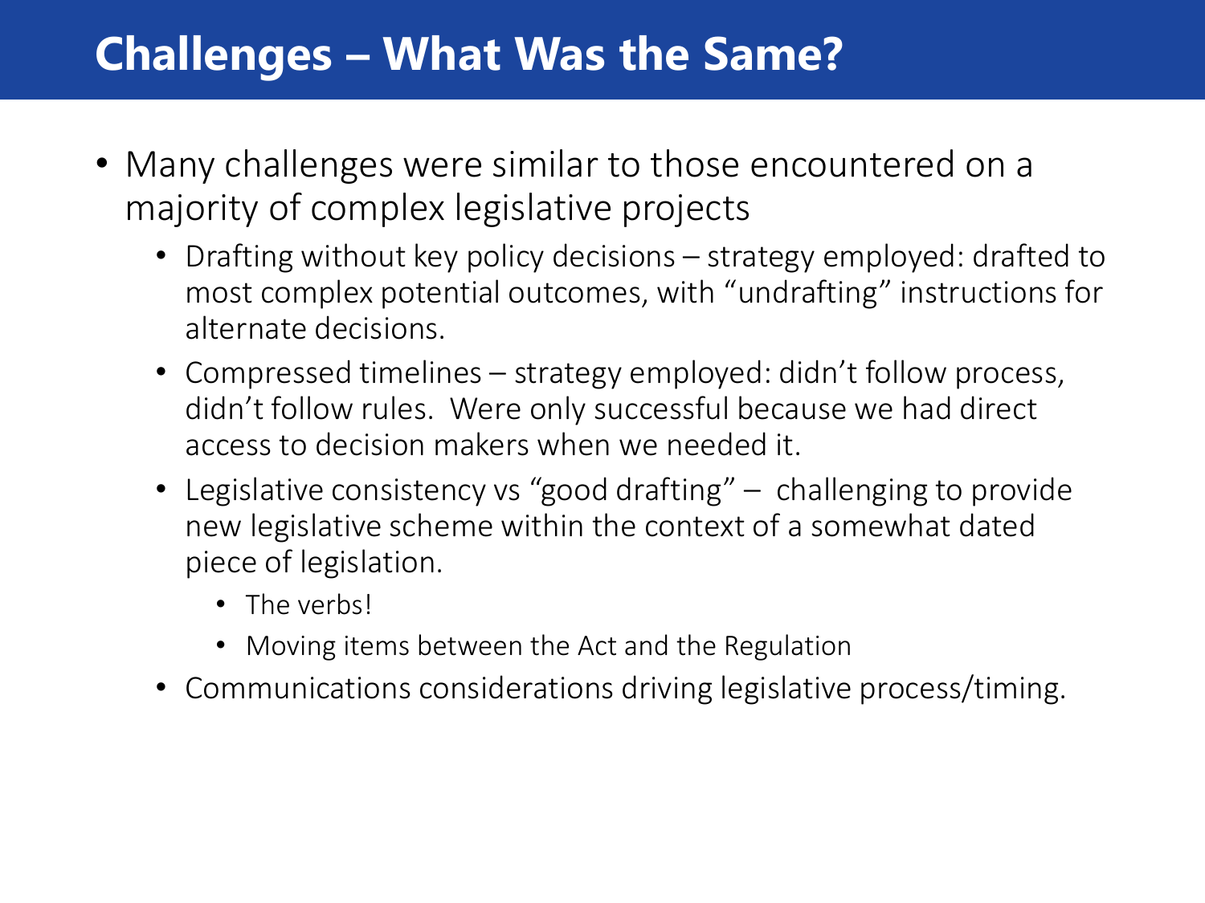# Challenges – What Was the Same?

- Many challenges were similar to those encountered on a majority of complex legislative projects
  - Drafting without key policy decisions – strategy employed: drafted to most complex potential outcomes, with "undrafting" instructions for alternate decisions.
  - Compressed timelines – strategy employed: didn't follow process, didn't follow rules. Were only successful because we had direct access to decision makers when we needed it.
  - Legislative consistency vs "good drafting" – challenging to provide new legislative scheme within the context of a somewhat dated piece of legislation.
    - The verbs!
    - Moving items between the Act and the Regulation
  - Communications considerations driving legislative process/timing.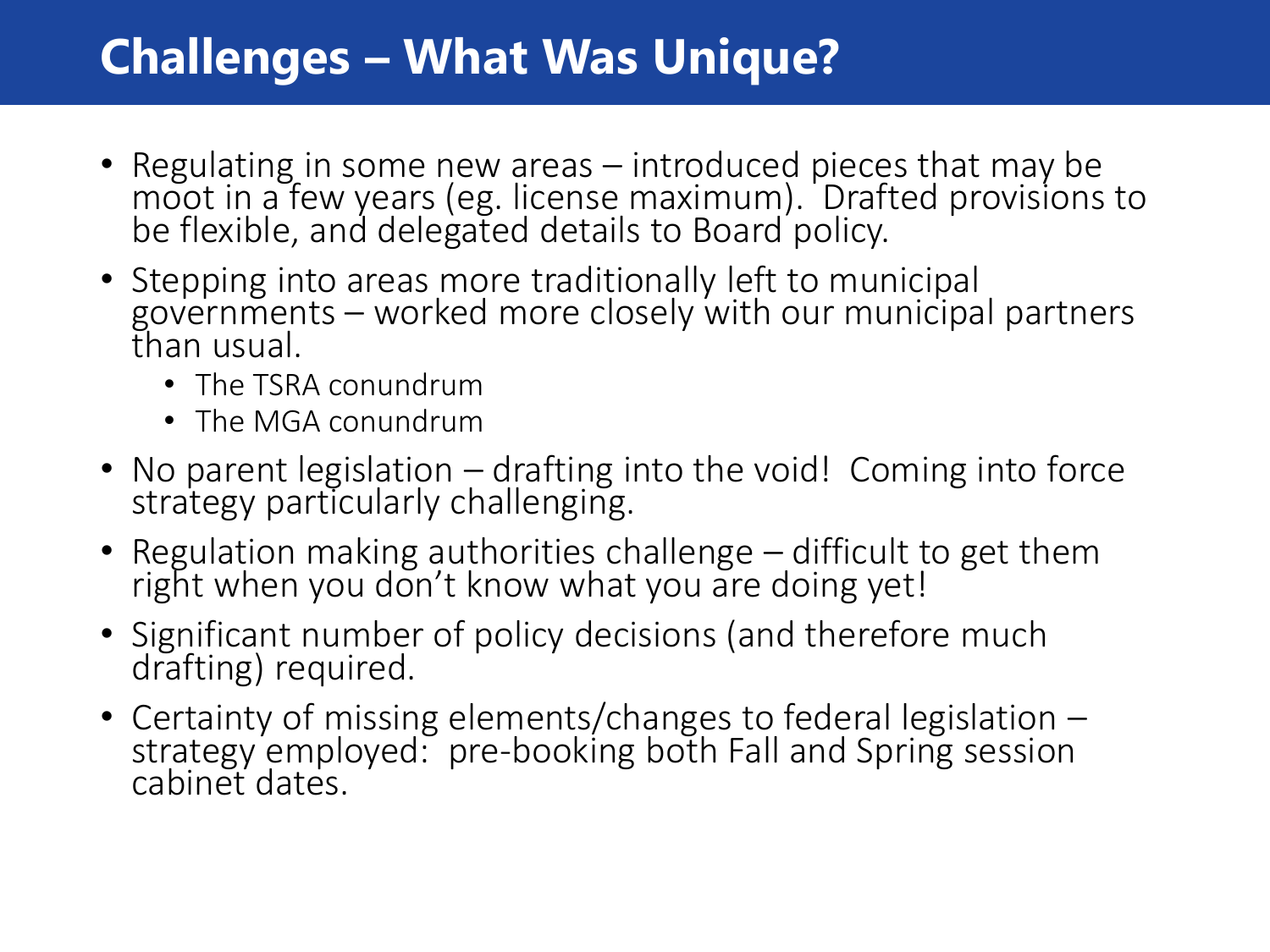# Challenges – What Was Unique?

- Regulating in some new areas – introduced pieces that may be moot in a few years (eg. license maximum). Drafted provisions to be flexible, and delegated details to Board policy.
- Stepping into areas more traditionally left to municipal governments – worked more closely with our municipal partners than usual.
  - The TSRA conundrum
  - The MGA conundrum
- No parent legislation – drafting into the void! Coming into force strategy particularly challenging.
- Regulation making authorities challenge – difficult to get them right when you don't know what you are doing yet!
- Significant number of policy decisions (and therefore much drafting) required.
- Certainty of missing elements/changes to federal legislation – strategy employed: pre-booking both Fall and Spring session cabinet dates.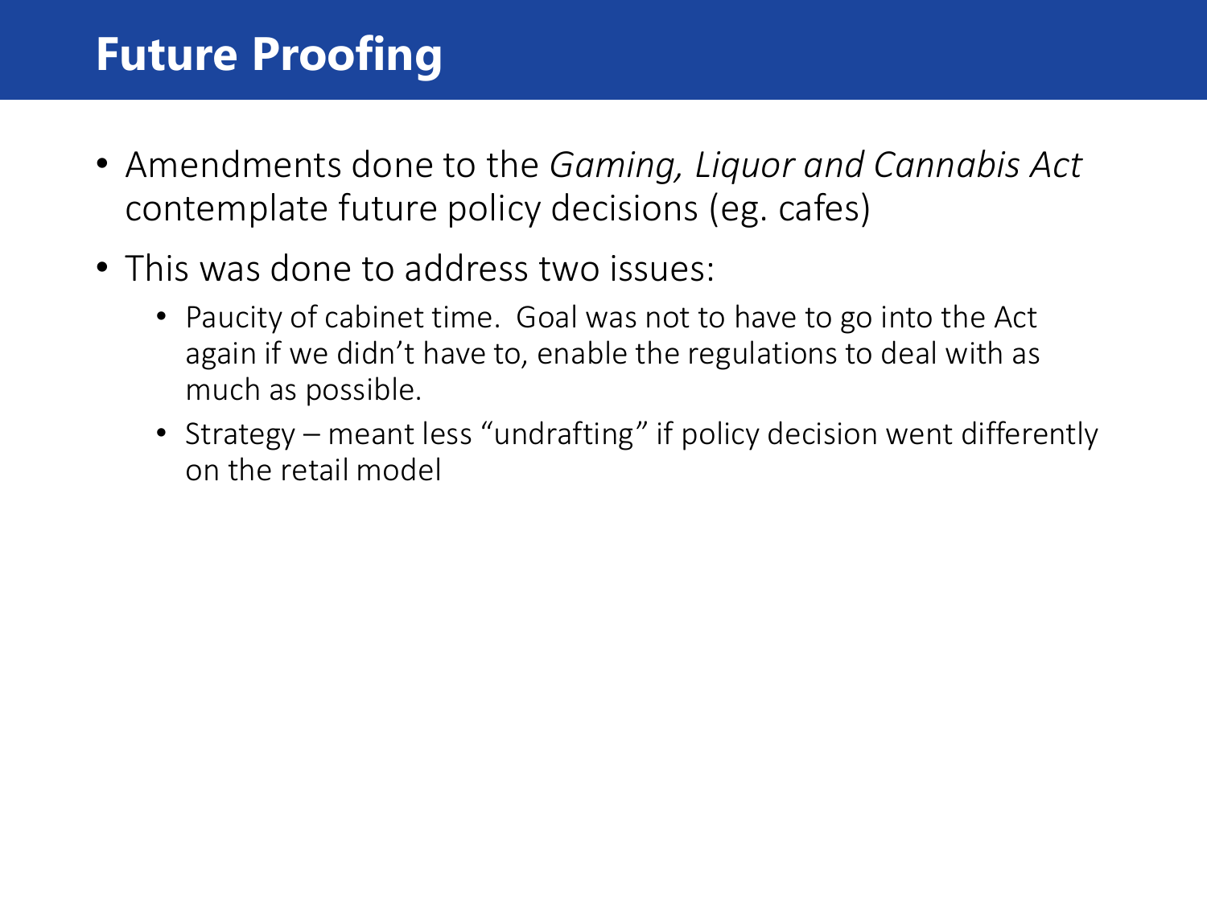# Future Proofing

- Amendments done to the *Gaming, Liquor and Cannabis Act* contemplate future policy decisions (eg. cafes)
- This was done to address two issues:
  - Paucity of cabinet time. Goal was not to have to go into the Act again if we didn't have to, enable the regulations to deal with as much as possible.
  - Strategy – meant less "undrafting" if policy decision went differently on the retail model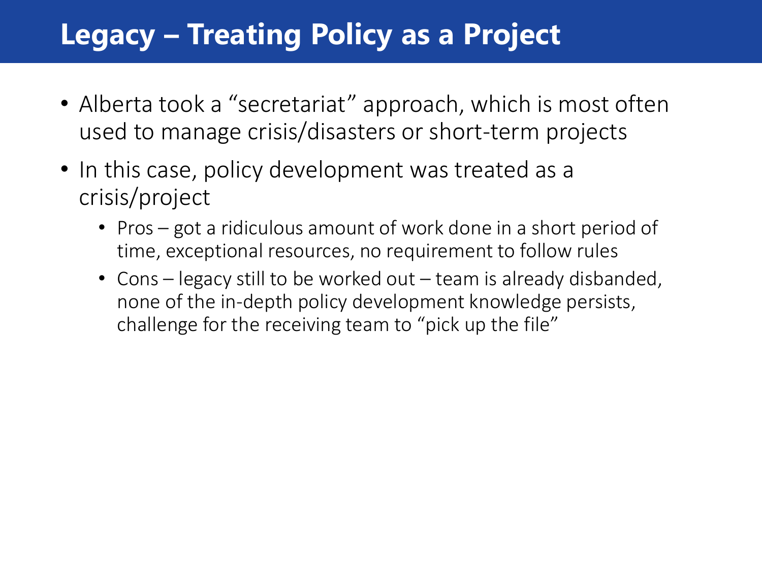# Legacy – Treating Policy as a Project

- Alberta took a "secretariat" approach, which is most often used to manage crisis/disasters or short-term projects
- In this case, policy development was treated as a crisis/project
  - Pros – got a ridiculous amount of work done in a short period of time, exceptional resources, no requirement to follow rules
  - Cons – legacy still to be worked out – team is already disbanded, none of the in-depth policy development knowledge persists, challenge for the receiving team to "pick up the file"